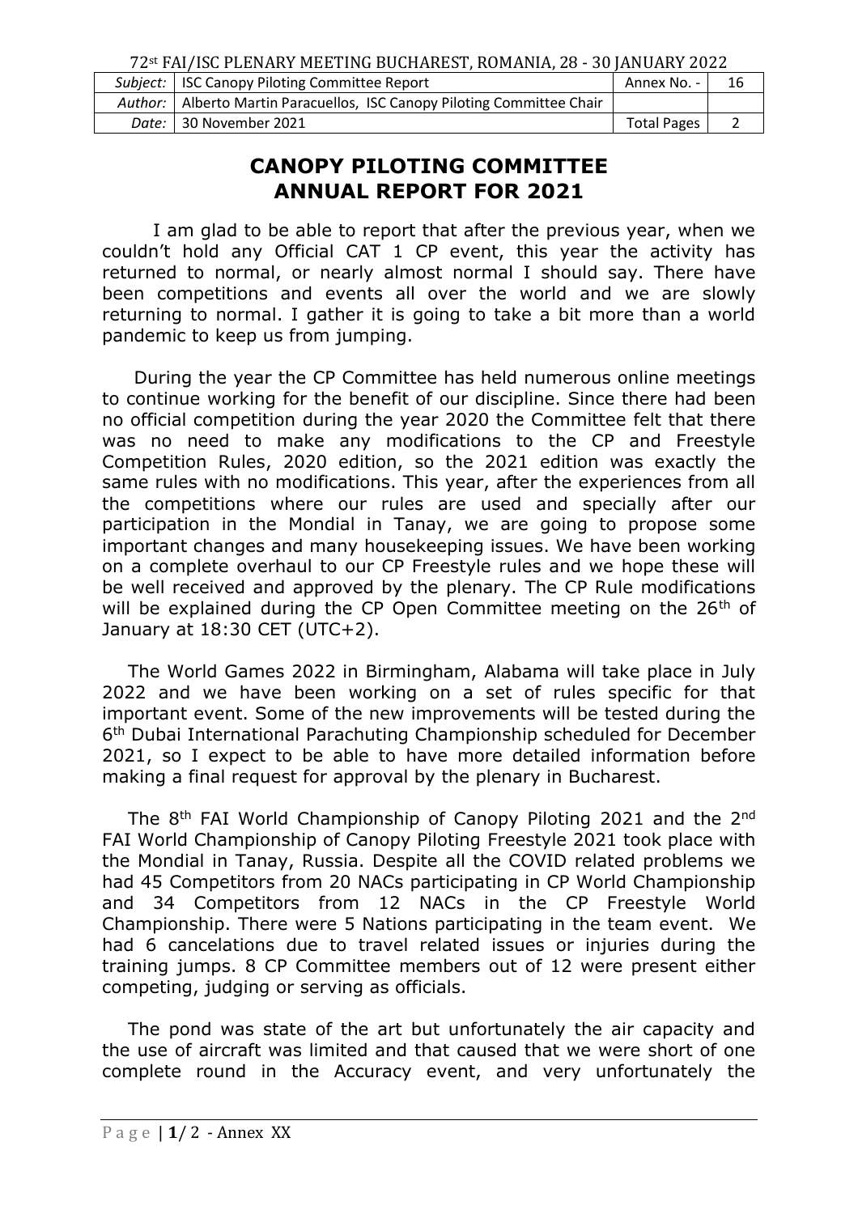72st FAI/ISC PLENARY MEETING BUCHAREST, ROMANIA, 28 - 30 JANUARY 2022

| *Subject:* | ISC Canopy Piloting Committee Report | Annex No. - | 16 |
|---|---|---|---|
| *Author:* | Alberto Martin Paracuellos, ISC Canopy Piloting Committee Chair | | |
| *Date:* | 30 November 2021 | Total Pages | 2 |

# CANOPY PILOTING COMMITTEE
# ANNUAL REPORT FOR 2021

I am glad to be able to report that after the previous year, when we couldn't hold any Official CAT 1 CP event, this year the activity has returned to normal, or nearly almost normal I should say. There have been competitions and events all over the world and we are slowly returning to normal. I gather it is going to take a bit more than a world pandemic to keep us from jumping.

During the year the CP Committee has held numerous online meetings to continue working for the benefit of our discipline. Since there had been no official competition during the year 2020 the Committee felt that there was no need to make any modifications to the CP and Freestyle Competition Rules, 2020 edition, so the 2021 edition was exactly the same rules with no modifications. This year, after the experiences from all the competitions where our rules are used and specially after our participation in the Mondial in Tanay, we are going to propose some important changes and many housekeeping issues. We have been working on a complete overhaul to our CP Freestyle rules and we hope these will be well received and approved by the plenary. The CP Rule modifications will be explained during the CP Open Committee meeting on the 26th of January at 18:30 CET (UTC+2).

The World Games 2022 in Birmingham, Alabama will take place in July 2022 and we have been working on a set of rules specific for that important event. Some of the new improvements will be tested during the 6th Dubai International Parachuting Championship scheduled for December 2021, so I expect to be able to have more detailed information before making a final request for approval by the plenary in Bucharest.

The 8th FAI World Championship of Canopy Piloting 2021 and the 2nd FAI World Championship of Canopy Piloting Freestyle 2021 took place with the Mondial in Tanay, Russia. Despite all the COVID related problems we had 45 Competitors from 20 NACs participating in CP World Championship and 34 Competitors from 12 NACs in the CP Freestyle World Championship. There were 5 Nations participating in the team event. We had 6 cancelations due to travel related issues or injuries during the training jumps. 8 CP Committee members out of 12 were present either competing, judging or serving as officials.

The pond was state of the art but unfortunately the air capacity and the use of aircraft was limited and that caused that we were short of one complete round in the Accuracy event, and very unfortunately the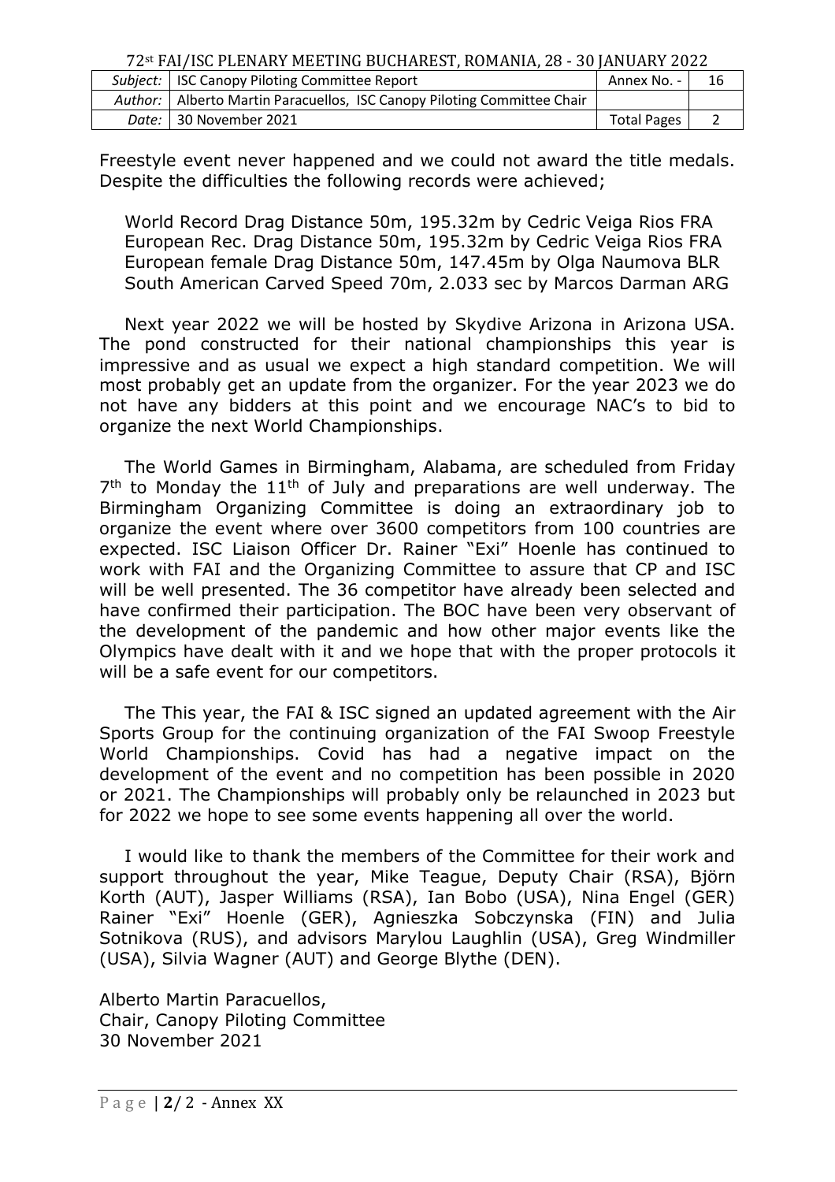Freestyle event never happened and we could not award the title medals. Despite the difficulties the following records were achieved;

World Record Drag Distance 50m, 195.32m by Cedric Veiga Rios FRA
European Rec. Drag Distance 50m, 195.32m by Cedric Veiga Rios FRA
European female Drag Distance 50m, 147.45m by Olga Naumova BLR
South American Carved Speed 70m, 2.033 sec by Marcos Darman ARG

Next year 2022 we will be hosted by Skydive Arizona in Arizona USA. The pond constructed for their national championships this year is impressive and as usual we expect a high standard competition. We will most probably get an update from the organizer. For the year 2023 we do not have any bidders at this point and we encourage NAC's to bid to organize the next World Championships.

The World Games in Birmingham, Alabama, are scheduled from Friday 7th to Monday the 11th of July and preparations are well underway. The Birmingham Organizing Committee is doing an extraordinary job to organize the event where over 3600 competitors from 100 countries are expected. ISC Liaison Officer Dr. Rainer "Exi" Hoenle has continued to work with FAI and the Organizing Committee to assure that CP and ISC will be well presented. The 36 competitor have already been selected and have confirmed their participation. The BOC have been very observant of the development of the pandemic and how other major events like the Olympics have dealt with it and we hope that with the proper protocols it will be a safe event for our competitors.

The This year, the FAI & ISC signed an updated agreement with the Air Sports Group for the continuing organization of the FAI Swoop Freestyle World Championships. Covid has had a negative impact on the development of the event and no competition has been possible in 2020 or 2021. The Championships will probably only be relaunched in 2023 but for 2022 we hope to see some events happening all over the world.

I would like to thank the members of the Committee for their work and support throughout the year, Mike Teague, Deputy Chair (RSA), Björn Korth (AUT), Jasper Williams (RSA), Ian Bobo (USA), Nina Engel (GER) Rainer "Exi" Hoenle (GER), Agnieszka Sobczynska (FIN) and Julia Sotnikova (RUS), and advisors Marylou Laughlin (USA), Greg Windmiller (USA), Silvia Wagner (AUT) and George Blythe (DEN).

Alberto Martin Paracuellos,
Chair, Canopy Piloting Committee
30 November 2021